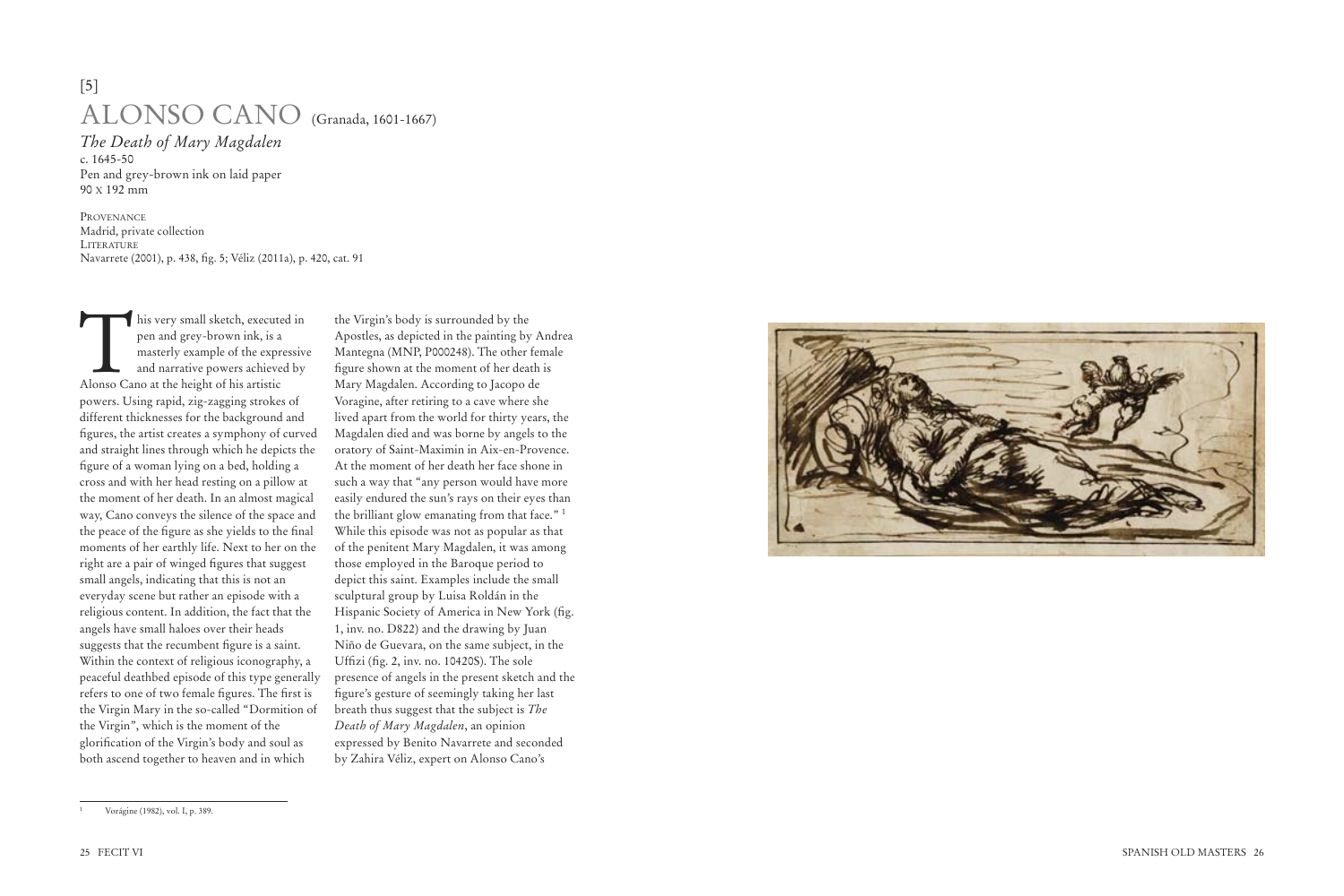[5]

# ALONSO CANO (Granada, 1601-1667)

*The Death of Mary Magdalen*
c. 1645-50
Pen and grey-brown ink on laid paper
90 x 192 mm

PROVENANCE
Madrid, private collection
LITERATURE
Navarrete (2001), p. 438, fig. 5; Véliz (2011a), p. 420, cat. 91

This very small sketch, executed in pen and grey-brown ink, is a masterly example of the expressive and narrative powers achieved by Alonso Cano at the height of his artistic powers. Using rapid, zig-zagging strokes of different thicknesses for the background and figures, the artist creates a symphony of curved and straight lines through which he depicts the figure of a woman lying on a bed, holding a cross and with her head resting on a pillow at the moment of her death. In an almost magical way, Cano conveys the silence of the space and the peace of the figure as she yields to the final moments of her earthly life. Next to her on the right are a pair of winged figures that suggest small angels, indicating that this is not an everyday scene but rather an episode with a religious content. In addition, the fact that the angels have small haloes over their heads suggests that the recumbent figure is a saint. Within the context of religious iconography, a peaceful deathbed episode of this type generally refers to one of two female figures. The first is the Virgin Mary in the so-called "Dormition of the Virgin", which is the moment of the glorification of the Virgin's body and soul as both ascend together to heaven and in which the Virgin's body is surrounded by the Apostles, as depicted in the painting by Andrea Mantegna (MNP, P000248). The other female figure shown at the moment of her death is Mary Magdalen. According to Jacopo de Voragine, after retiring to a cave where she lived apart from the world for thirty years, the Magdalen died and was borne by angels to the oratory of Saint-Maximin in Aix-en-Provence. At the moment of her death her face shone in such a way that "any person would have more easily endured the sun's rays on their eyes than the brilliant glow emanating from that face." [1] While this episode was not as popular as that of the penitent Mary Magdalen, it was among those employed in the Baroque period to depict this saint. Examples include the small sculptural group by Luisa Roldán in the Hispanic Society of America in New York (fig. 1, inv. no. D822) and the drawing by Juan Niño de Guevara, on the same subject, in the Uffizi (fig. 2, inv. no. 10420S). The sole presence of angels in the present sketch and the figure's gesture of seemingly taking her last breath thus suggest that the subject is *The Death of Mary Magdalen*, an opinion expressed by Benito Navarrete and seconded by Zahira Véliz, expert on Alonso Cano's

[1] Vorágine (1982), vol. I, p. 389.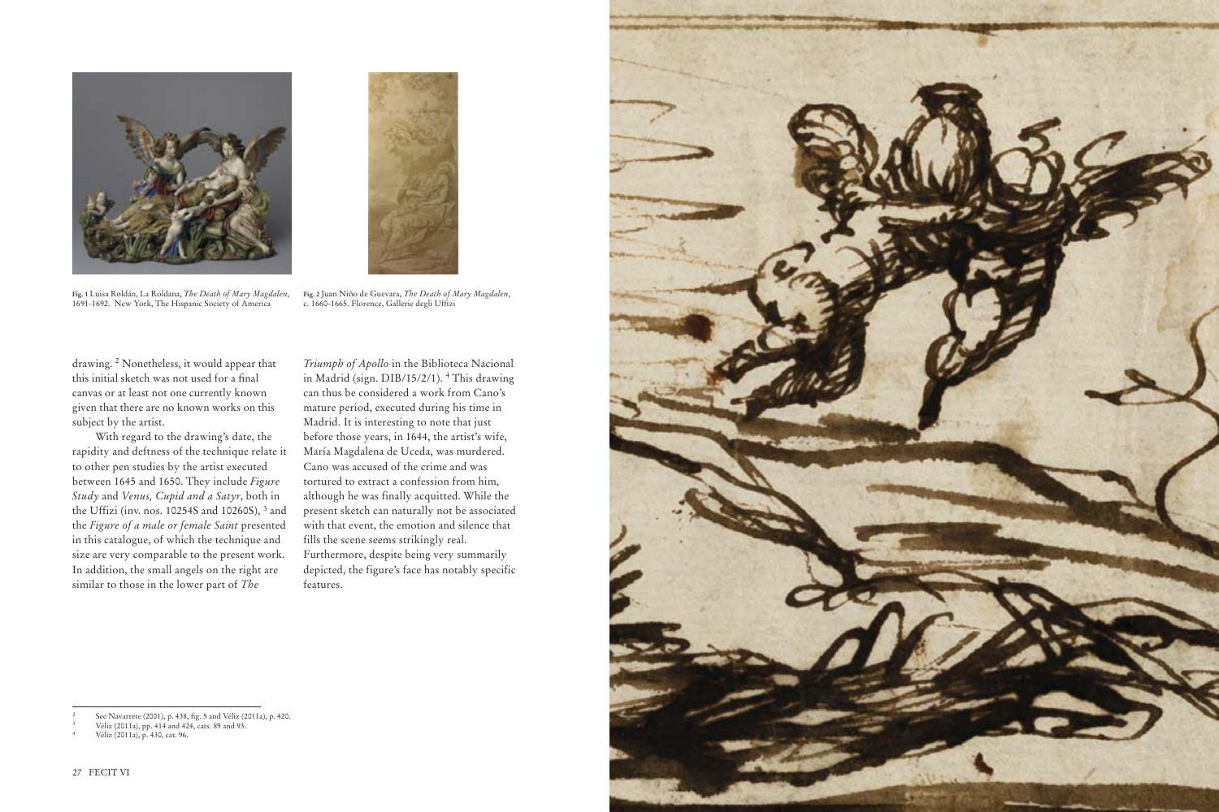Fig. 1 Luisa Roldán, La Roldana, *The Death of Mary Magdalen*, 1691-1692. New York, The Hispanic Society of America

Fig. 2 Juan Niño de Guevara, *The Death of Mary Magdalen*, c. 1660-1665. Florence, Gallerie degli Uffizi

drawing.[2] Nonetheless, it would appear that this initial sketch was not used for a final canvas or at least not one currently known given that there are no known works on this subject by the artist.

With regard to the drawing's date, the rapidity and deftness of the technique relate it to other pen studies by the artist executed between 1645 and 1650. They include *Figure Study* and *Venus, Cupid and a Satyr*, both in the Uffizi (inv. nos. 10254S and 10260S),[3] and the *Figure of a male or female Saint* presented in this catalogue, of which the technique and size are very comparable to the present work. In addition, the small angels on the right are similar to those in the lower part of *The Triumph of Apollo* in the Biblioteca Nacional in Madrid (sign. DIB/15/2/1).[4] This drawing can thus be considered a work from Cano's mature period, executed during his time in Madrid. It is interesting to note that just before those years, in 1644, the artist's wife, María Magdalena de Uceda, was murdered. Cano was accused of the crime and was tortured to extract a confession from him, although he was finally acquitted. While the present sketch can naturally not be associated with that event, the emotion and silence that fills the scene seems strikingly real. Furthermore, despite being very summarily depicted, the figure's face has notably specific features.

---

[2] See Navarrete (2001), p. 438, fig. 5 and Véliz (2011a), p. 420.

[3] Véliz (2011a), pp. 414 and 424, cats. 89 and 93.

[4] Véliz (2011a), p. 430, cat. 96.